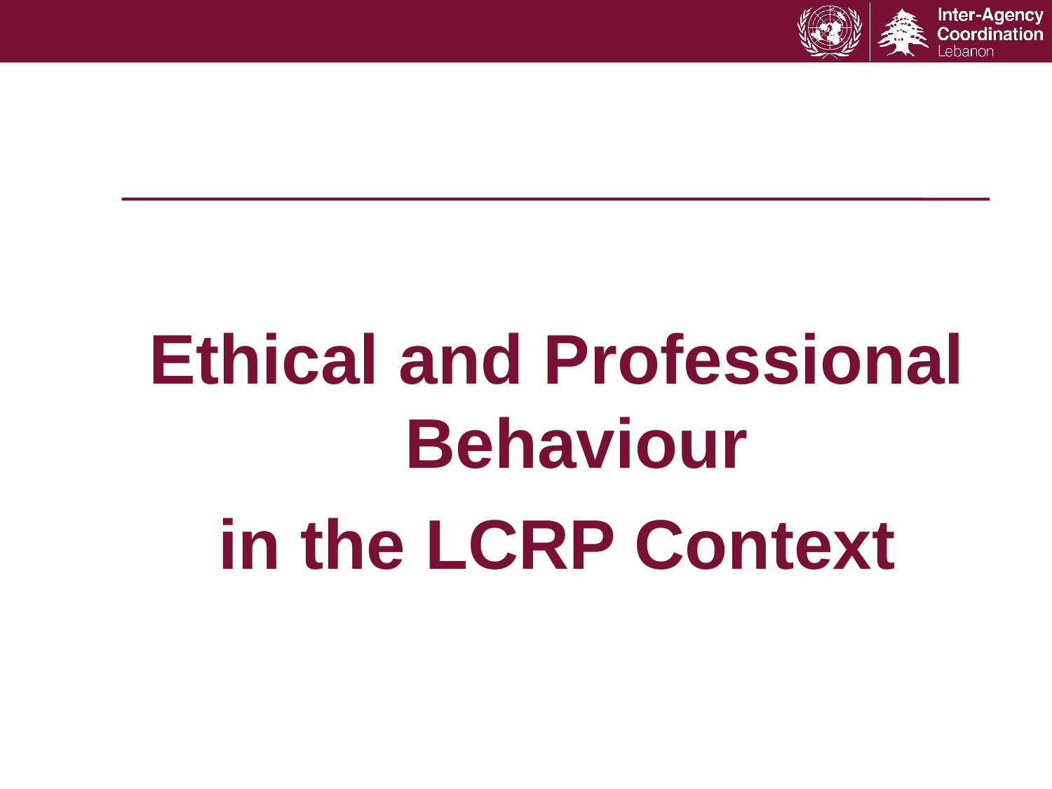# Ethical and Professional Behaviour in the LCRP Context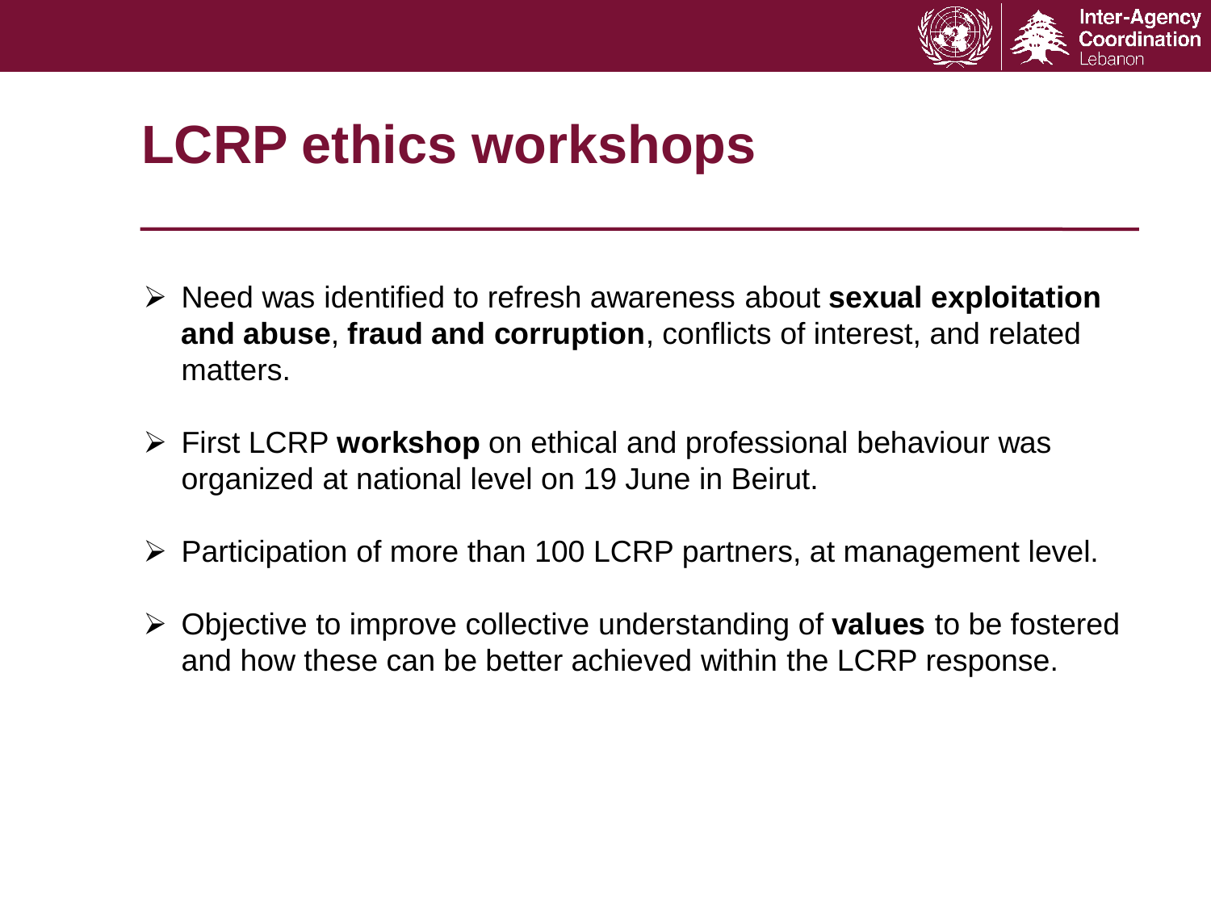# LCRP ethics workshops

- Need was identified to refresh awareness about **sexual exploitation and abuse**, **fraud and corruption**, conflicts of interest, and related matters.
- First LCRP **workshop** on ethical and professional behaviour was organized at national level on 19 June in Beirut.
- Participation of more than 100 LCRP partners, at management level.
- Objective to improve collective understanding of **values** to be fostered and how these can be better achieved within the LCRP response.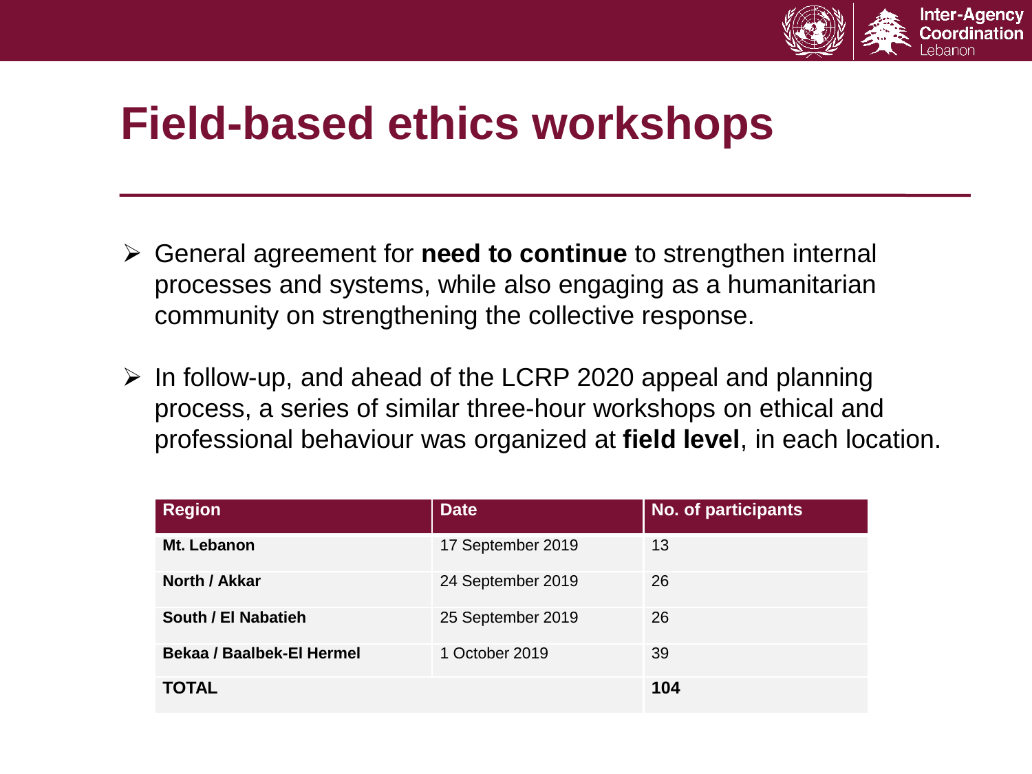# Field-based ethics workshops

- General agreement for **need to continue** to strengthen internal processes and systems, while also engaging as a humanitarian community on strengthening the collective response.
- In follow-up, and ahead of the LCRP 2020 appeal and planning process, a series of similar three-hour workshops on ethical and professional behaviour was organized at **field level**, in each location.

| Region | Date | No. of participants |
|---|---|---|
| **Mt. Lebanon** | 17 September 2019 | 13 |
| **North / Akkar** | 24 September 2019 | 26 |
| **South / El Nabatieh** | 25 September 2019 | 26 |
| **Bekaa / Baalbek-El Hermel** | 1 October 2019 | 39 |
| **TOTAL** | | **104** |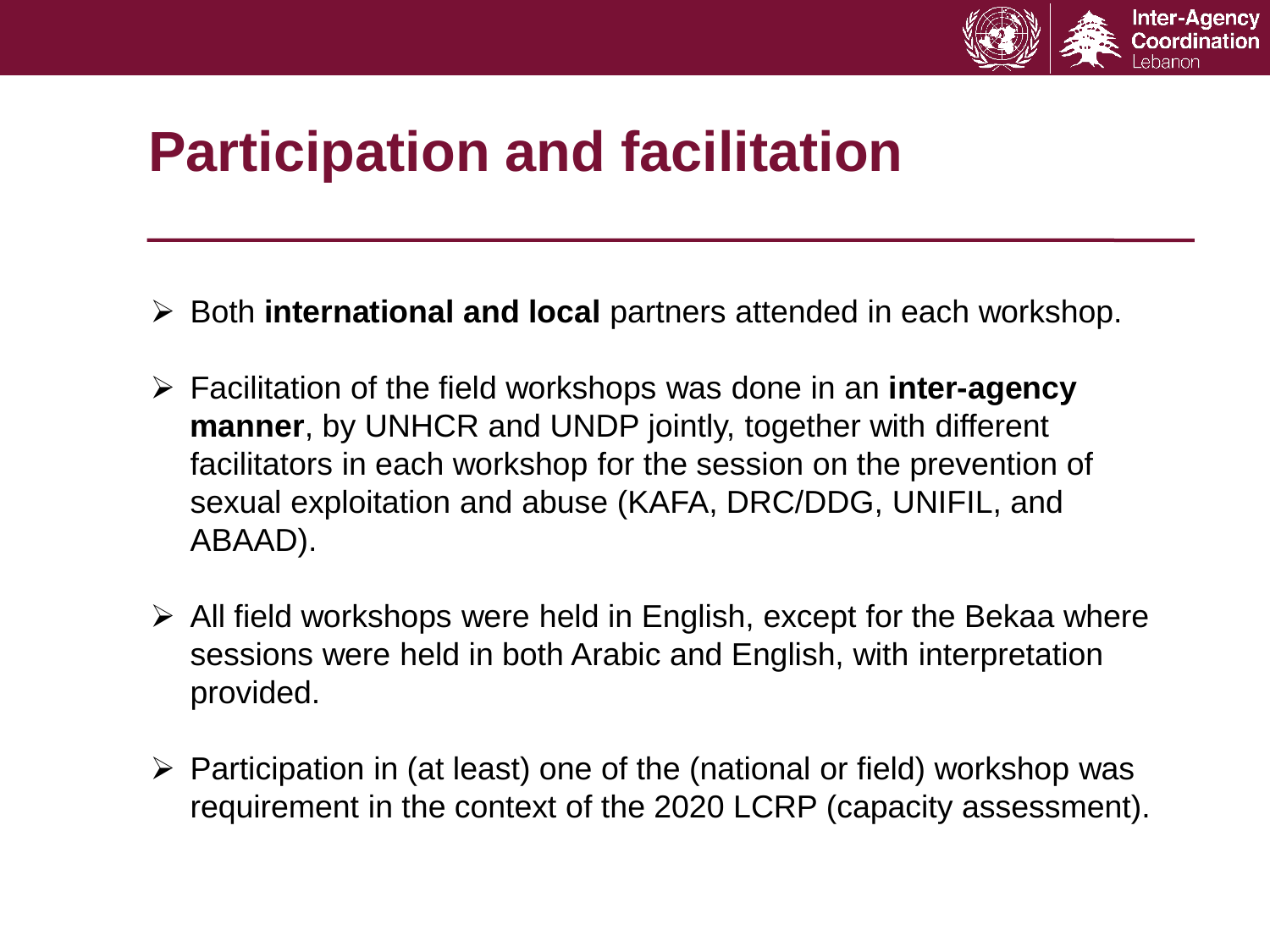# Participation and facilitation

- Both **international and local** partners attended in each workshop.
- Facilitation of the field workshops was done in an **inter-agency manner**, by UNHCR and UNDP jointly, together with different facilitators in each workshop for the session on the prevention of sexual exploitation and abuse (KAFA, DRC/DDG, UNIFIL, and ABAAD).
- All field workshops were held in English, except for the Bekaa where sessions were held in both Arabic and English, with interpretation provided.
- Participation in (at least) one of the (national or field) workshop was requirement in the context of the 2020 LCRP (capacity assessment).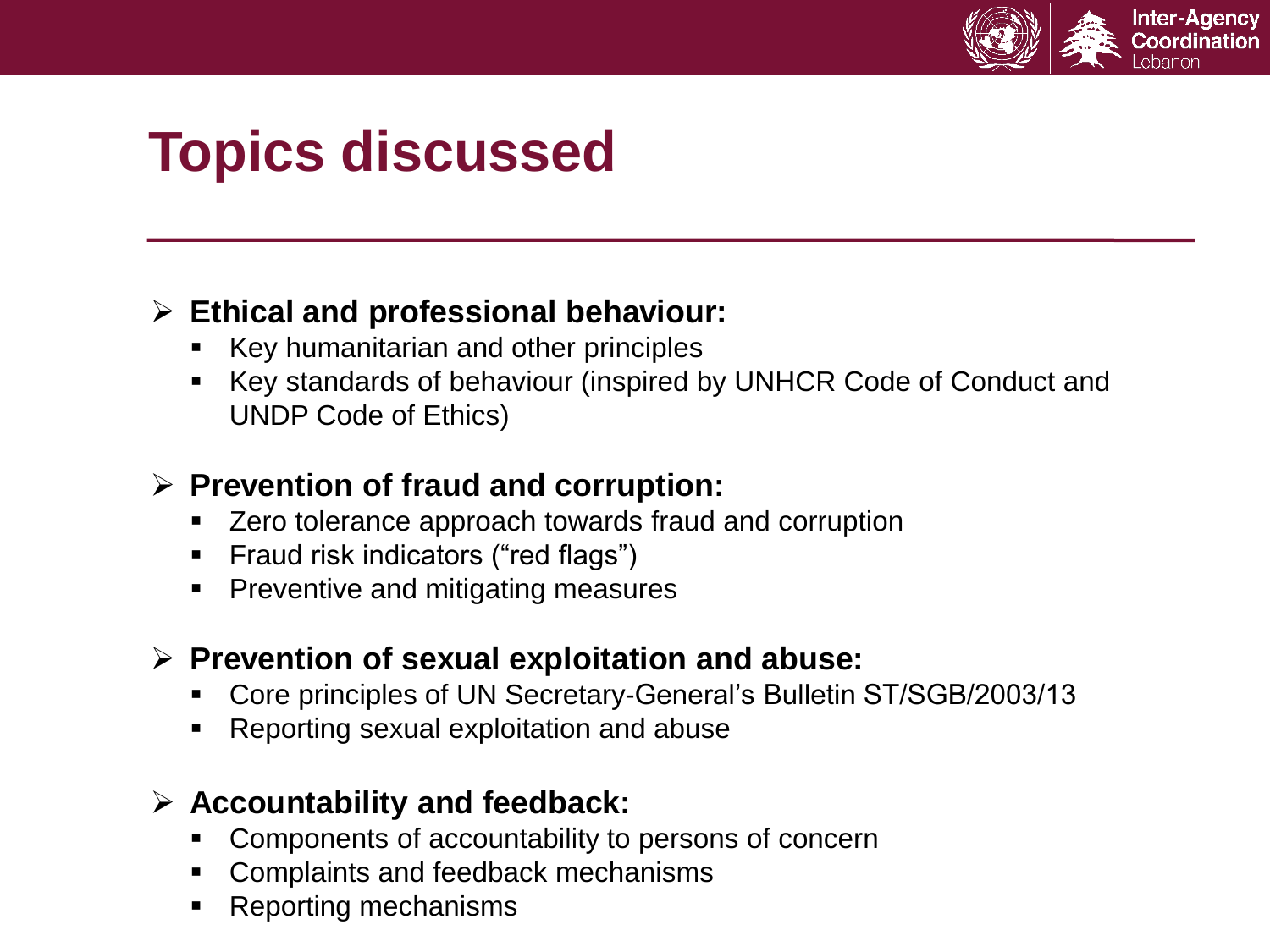# Topics discussed

- **Ethical and professional behaviour:**
  - Key humanitarian and other principles
  - Key standards of behaviour (inspired by UNHCR Code of Conduct and UNDP Code of Ethics)
- **Prevention of fraud and corruption:**
  - Zero tolerance approach towards fraud and corruption
  - Fraud risk indicators (“red flags”)
  - Preventive and mitigating measures
- **Prevention of sexual exploitation and abuse:**
  - Core principles of UN Secretary-General’s Bulletin ST/SGB/2003/13
  - Reporting sexual exploitation and abuse
- **Accountability and feedback:**
  - Components of accountability to persons of concern
  - Complaints and feedback mechanisms
  - Reporting mechanisms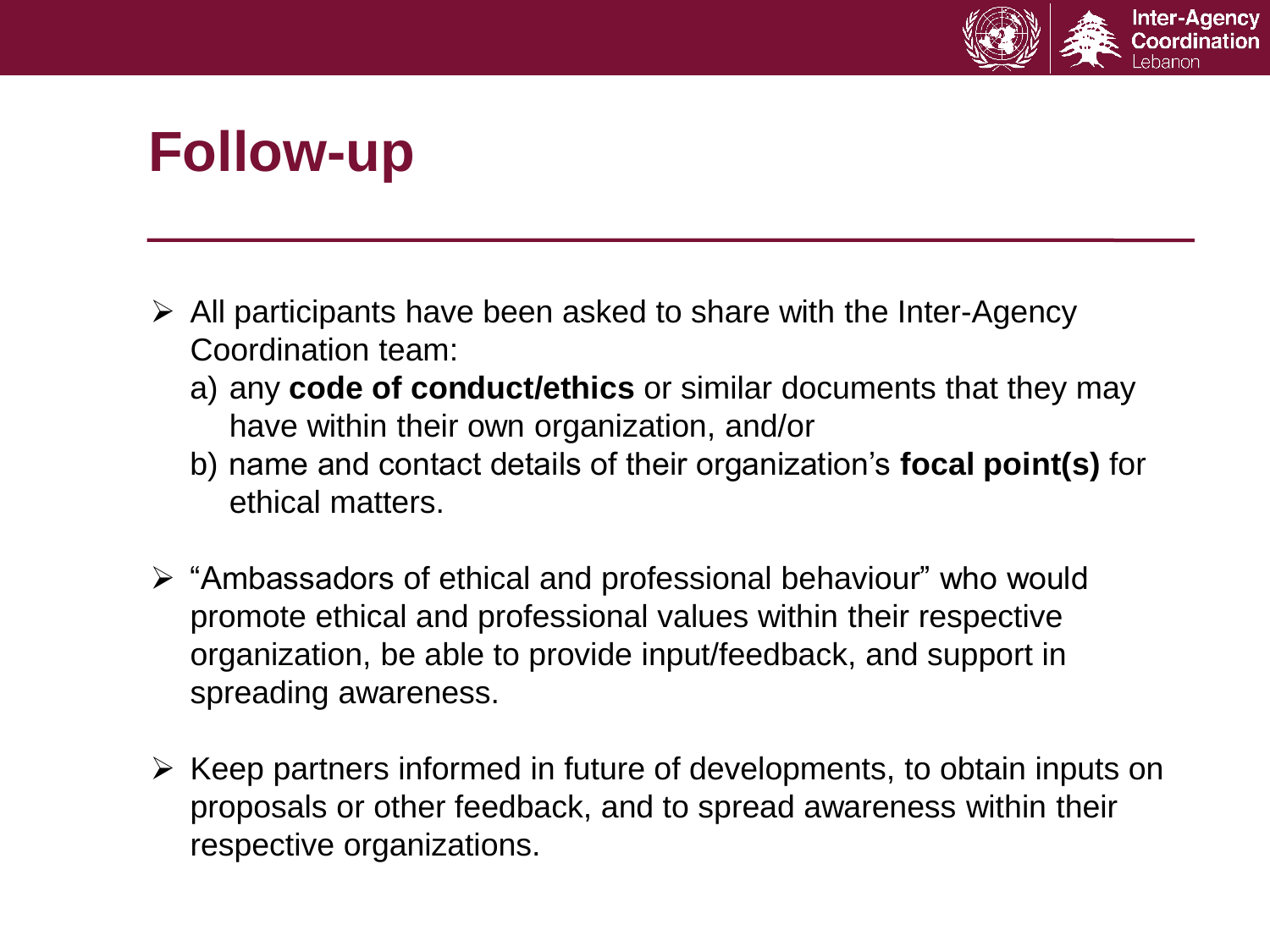# Follow-up

- All participants have been asked to share with the Inter-Agency Coordination team:
  a) any **code of conduct/ethics** or similar documents that they may have within their own organization, and/or
  b) name and contact details of their organization's **focal point(s)** for ethical matters.

- "Ambassadors of ethical and professional behaviour" who would promote ethical and professional values within their respective organization, be able to provide input/feedback, and support in spreading awareness.

- Keep partners informed in future of developments, to obtain inputs on proposals or other feedback, and to spread awareness within their respective organizations.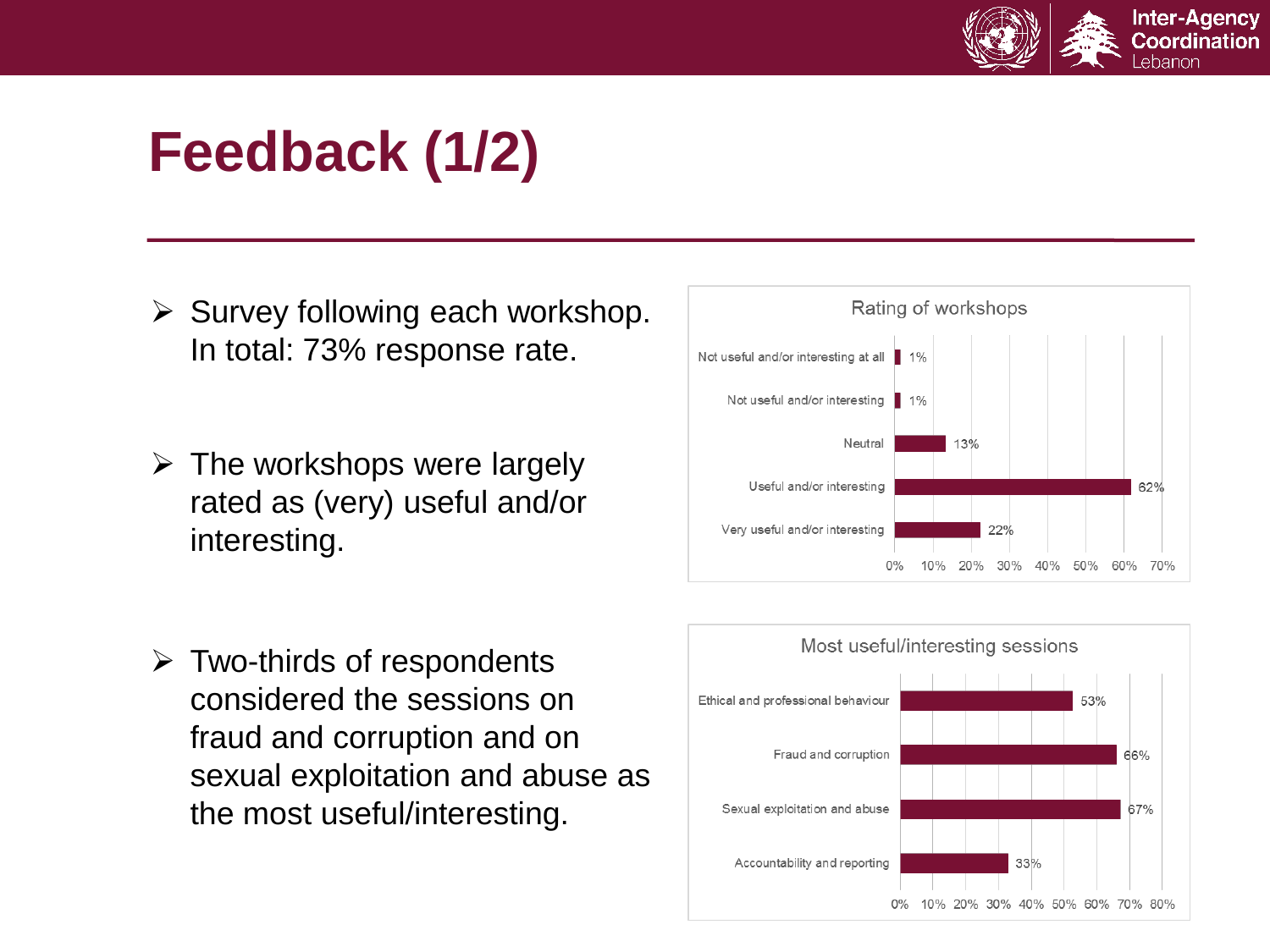# Feedback (1/2)

- Survey following each workshop. In total: 73% response rate.
- The workshops were largely rated as (very) useful and/or interesting.
- Two-thirds of respondents considered the sessions on fraud and corruption and on sexual exploitation and abuse as the most useful/interesting.

**Rating of workshops**

| Rating | % |
| --- | --- |
| Not useful and/or interesting at all | 1% |
| Not useful and/or interesting | 1% |
| Neutral | 13% |
| Useful and/or interesting | 62% |
| Very useful and/or interesting | 22% |

**Most useful/interesting sessions**

| Session | % |
| --- | --- |
| Ethical and professional behaviour | 53% |
| Fraud and corruption | 66% |
| Sexual exploitation and abuse | 67% |
| Accountability and reporting | 33% |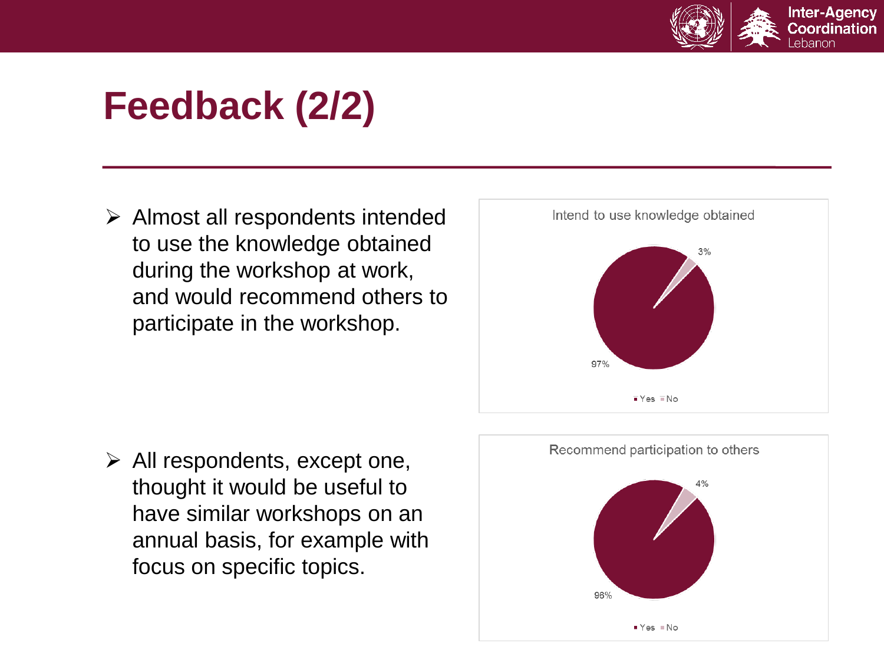# Feedback (2/2)

- Almost all respondents intended to use the knowledge obtained during the workshop at work, and would recommend others to participate in the workshop.

Intend to use knowledge obtained

3%

97%

Yes No

- All respondents, except one, thought it would be useful to have similar workshops on an annual basis, for example with focus on specific topics.

Recommend participation to others

4%

96%

Yes No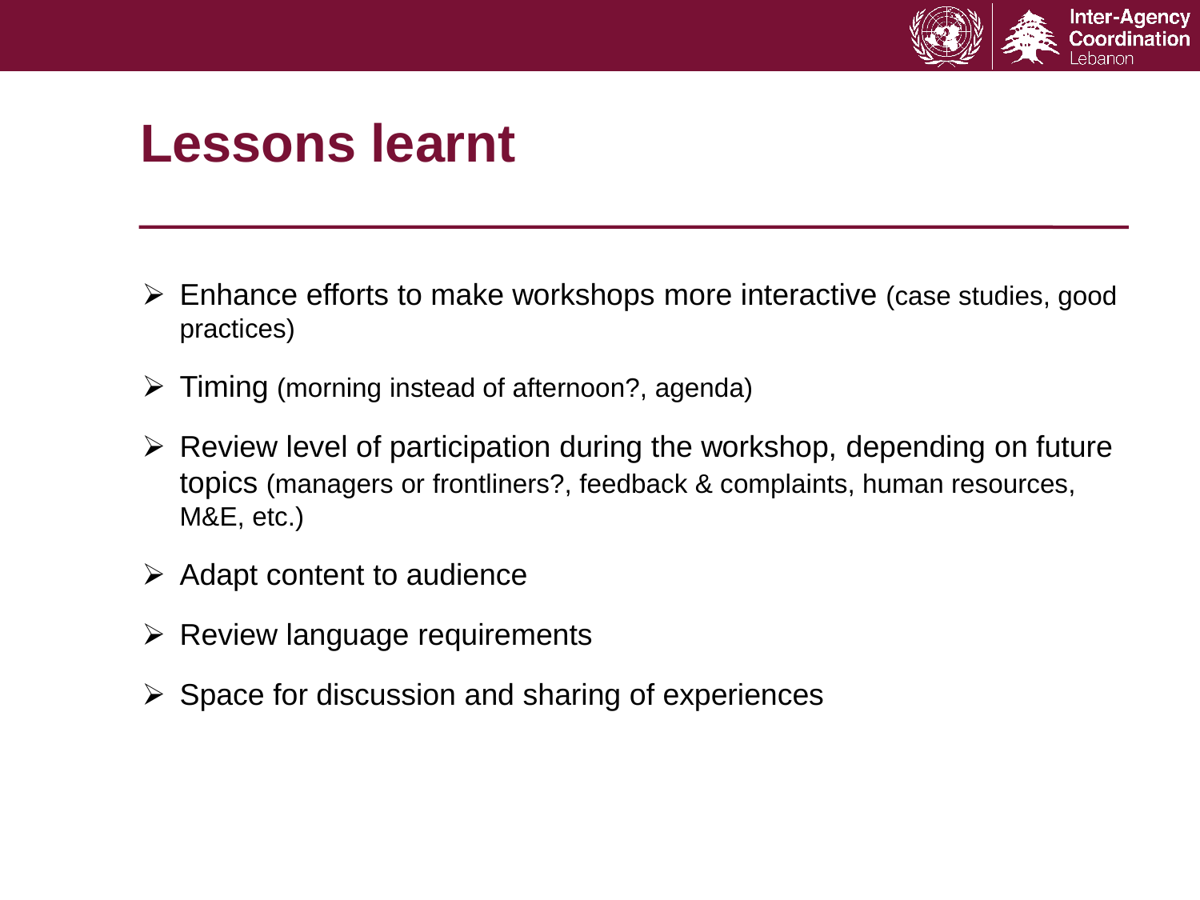# Lessons learnt

- Enhance efforts to make workshops more interactive (case studies, good practices)
- Timing (morning instead of afternoon?, agenda)
- Review level of participation during the workshop, depending on future topics (managers or frontliners?, feedback & complaints, human resources, M&E, etc.)
- Adapt content to audience
- Review language requirements
- Space for discussion and sharing of experiences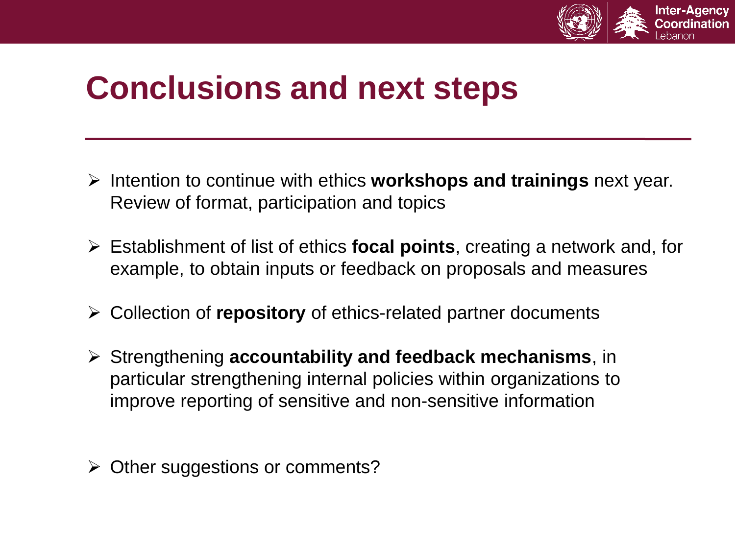# Conclusions and next steps

- Intention to continue with ethics **workshops and trainings** next year. Review of format, participation and topics
- Establishment of list of ethics **focal points**, creating a network and, for example, to obtain inputs or feedback on proposals and measures
- Collection of **repository** of ethics-related partner documents
- Strengthening **accountability and feedback mechanisms**, in particular strengthening internal policies within organizations to improve reporting of sensitive and non-sensitive information
- Other suggestions or comments?